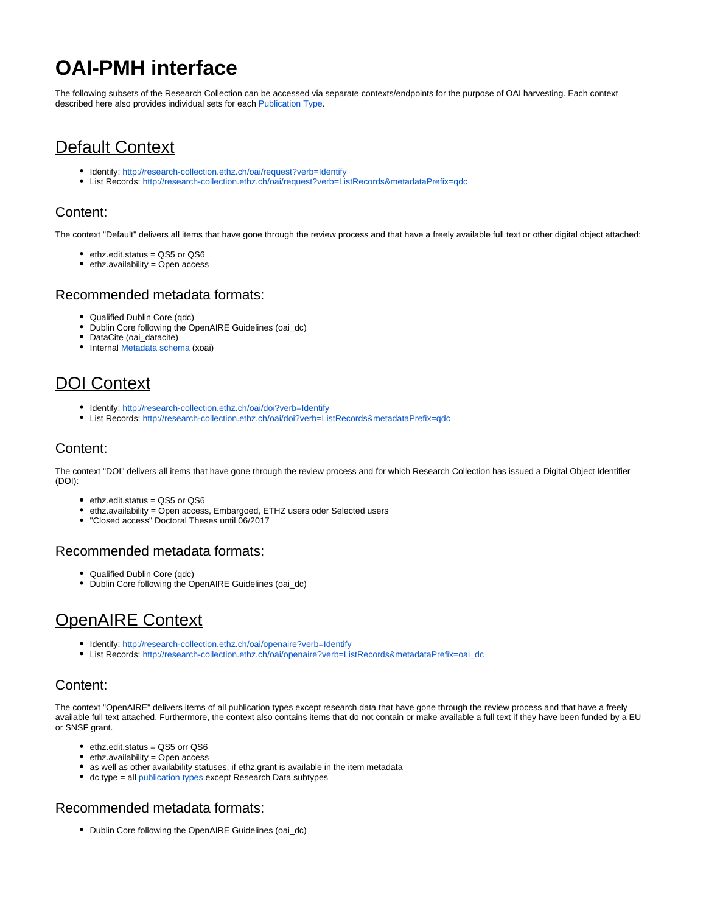# OAI-PMH interface

The following subsets of the Research Collection can be accessed via separate contexts/endpoints for the purpose of OAI harvesting. Each context described here also provides individual sets for each Publication Type.

## Default Context

- Identify: http://research-collection.ethz.ch/oai/request?verb=Identify
- List Records: http://research-collection.ethz.ch/oai/request?verb=ListRecords&metadataPrefix=qdc

### Content:

The context "Default" delivers all items that have gone through the review process and that have a freely available full text or other digital object attached:

- ethz.edit.status = QS5 or QS6
- ethz.availability = Open access

### Recommended metadata formats:

- Qualified Dublin Core (qdc)
- Dublin Core following the OpenAIRE Guidelines (oai_dc)
- DataCite (oai_datacite)
- Internal Metadata schema (xoai)

## DOI Context

- Identify: http://research-collection.ethz.ch/oai/doi?verb=Identify
- List Records: http://research-collection.ethz.ch/oai/doi?verb=ListRecords&metadataPrefix=qdc

### Content:

The context "DOI" delivers all items that have gone through the review process and for which Research Collection has issued a Digital Object Identifier (DOI):

- ethz.edit.status = QS5 or QS6
- ethz.availability = Open access, Embargoed, ETHZ users oder Selected users
- "Closed access" Doctoral Theses until 06/2017

### Recommended metadata formats:

- Qualified Dublin Core (qdc)
- Dublin Core following the OpenAIRE Guidelines (oai_dc)

## OpenAIRE Context

- Identify: http://research-collection.ethz.ch/oai/openaire?verb=Identify
- List Records: http://research-collection.ethz.ch/oai/openaire?verb=ListRecords&metadataPrefix=oai_dc

### Content:

The context "OpenAIRE" delivers items of all publication types except research data that have gone through the review process and that have a freely available full text attached. Furthermore, the context also contains items that do not contain or make available a full text if they have been funded by a EU or SNSF grant.

- ethz.edit.status = QS5 orr QS6
- ethz.availability = Open access
- as well as other availability statuses, if ethz.grant is available in the item metadata
- dc.type = all publication types except Research Data subtypes

### Recommended metadata formats:

- Dublin Core following the OpenAIRE Guidelines (oai_dc)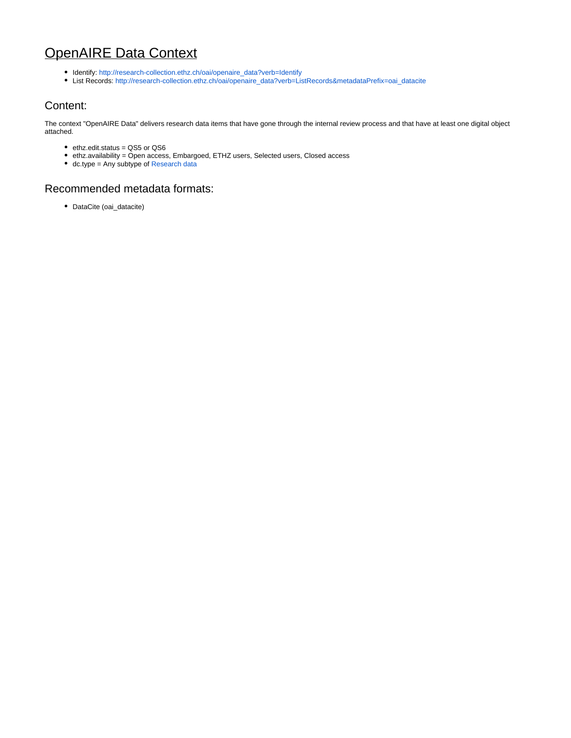# OpenAIRE Data Context

- Identify: http://research-collection.ethz.ch/oai/openaire_data?verb=Identify
- List Records: http://research-collection.ethz.ch/oai/openaire_data?verb=ListRecords&metadataPrefix=oai_datacite

## Content:

The context "OpenAIRE Data" delivers research data items that have gone through the internal review process and that have at least one digital object attached.

- ethz.edit.status = QS5 or QS6
- ethz.availability = Open access, Embargoed, ETHZ users, Selected users, Closed access
- dc.type = Any subtype of Research data

## Recommended metadata formats:

- DataCite (oai_datacite)